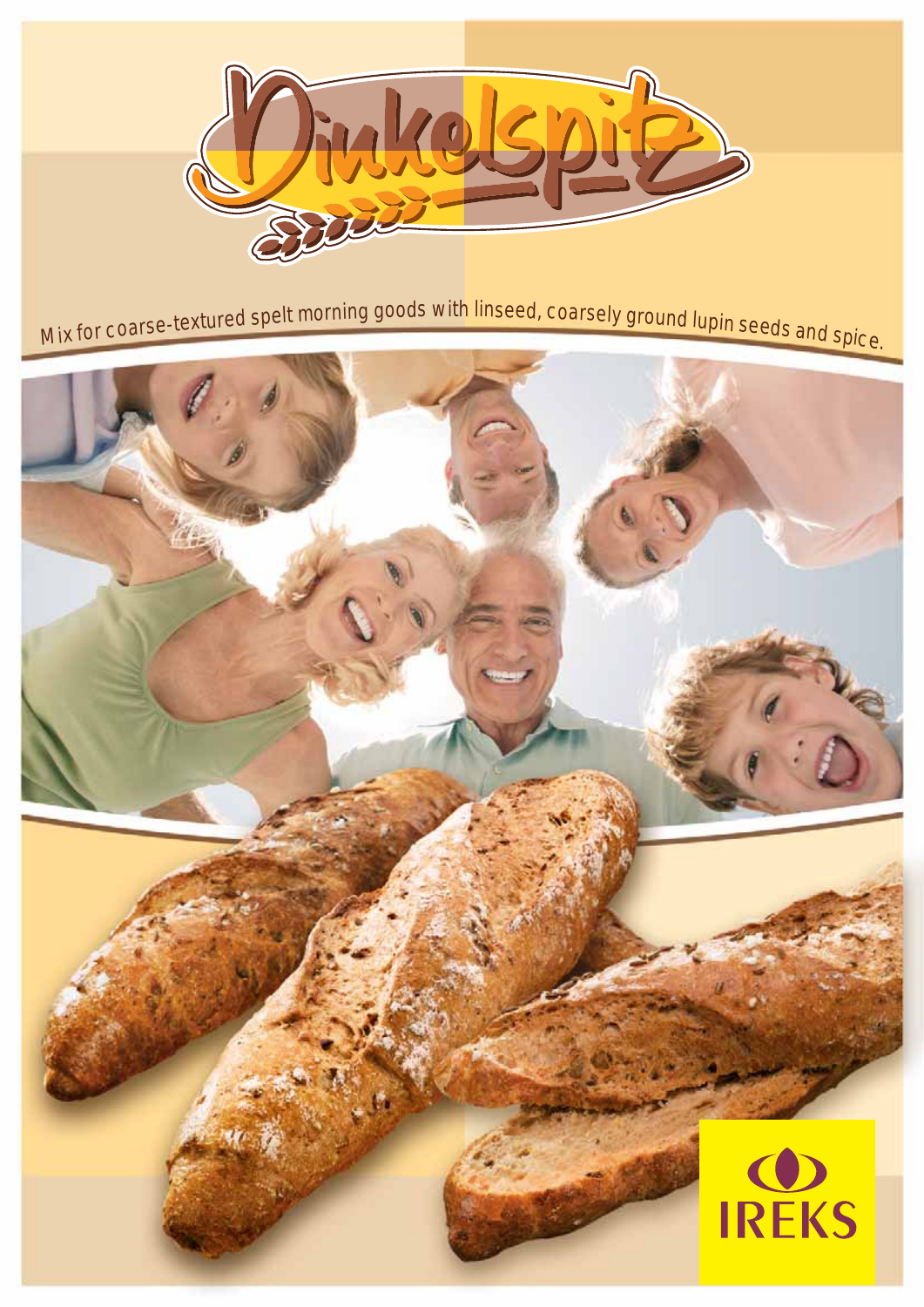# Dinkelspitz

Mix for coarse-textured spelt morning goods with linseed, coarsely ground lupin seeds and spice.

IREKS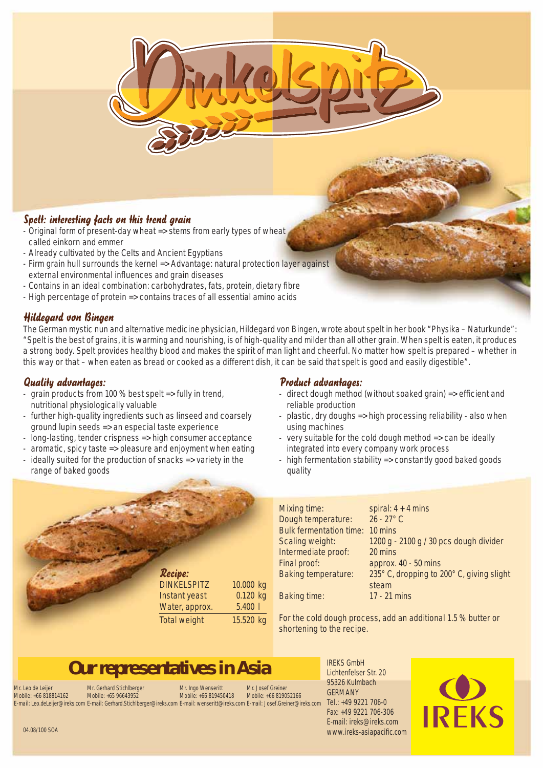# Dinkelspitz

## Spelt: interesting facts on this trend grain

- Original form of present-day wheat => stems from early types of wheat called einkorn and emmer
- Already cultivated by the Celts and Ancient Egyptians
- Firm grain hull surrounds the kernel => Advantage: natural protection layer against external environmental influences and grain diseases
- Contains in an ideal combination: carbohydrates, fats, protein, dietary fibre
- High percentage of protein => contains traces of all essential amino acids

## Hildegard von Bingen

The German mystic nun and alternative medicine physician, Hildegard von Bingen, wrote about spelt in her book "Physika – Naturkunde": "Spelt is the best of grains, it is warming and nourishing, is of high-quality and milder than all other grain. When spelt is eaten, it produces a strong body. Spelt provides healthy blood and makes the spirit of man light and cheerful. No matter how spelt is prepared – whether in this way or that – when eaten as bread or cooked as a different dish, it can be said that spelt is good and easily digestible".

## Quality advantages:

- grain products from 100 % best spelt => fully in trend, nutritional physiologically valuable
- further high-quality ingredients such as linseed and coarsely ground lupin seeds => an especial taste experience
- long-lasting, tender crispness => high consumer acceptance
- aromatic, spicy taste => pleasure and enjoyment when eating
- ideally suited for the production of snacks => variety in the range of baked goods

## Product advantages:

- direct dough method (without soaked grain) => efficient and reliable production
- plastic, dry doughs => high processing reliability - also when using machines
- very suitable for the cold dough method => can be ideally integrated into every company work process
- high fermentation stability => constantly good baked goods quality

## Recipe:

| | |
|---|---|
| DINKELSPITZ | 10.000 kg |
| Instant yeast | 0.120 kg |
| Water, approx. | 5.400 l |
| Total weight | 15.520 kg |

| | |
|---|---|
| Mixing time: | spiral: 4 + 4 mins |
| Dough temperature: | 26 - 27° C |
| Bulk fermentation time: | 10 mins |
| Scaling weight: | 1200 g - 2100 g / 30 pcs dough divider |
| Intermediate proof: | 20 mins |
| Final proof: | approx. 40 - 50 mins |
| Baking temperature: | 235° C, dropping to 200° C, giving slight steam |
| Baking time: | 17 - 21 mins |

For the cold dough process, add an additional 1.5 % butter or shortening to the recipe.

## Our representatives in Asia

Mr. Leo de Leijer
Mobile: +66 818814162
E-mail: Leo.deLeijer@ireks.com

Mr. Gerhard Stichlberger
Mobile: +65 96643952
E-mail: Gerhard.Stichlberger@ireks.com

Mr. Ingo Wenseritt
Mobile: +66 819450418
E-mail: wenseritt@ireks.com

Mr. Josef Greiner
Mobile: +66 819052166
E-mail: Josef.Greiner@ireks.com

IREKS GmbH
Lichtenfelser Str. 20
95326 Kulmbach
GERMANY
Tel.: +49 9221 706-0
Fax: +49 9221 706-306
E-mail: ireks@ireks.com
www.ireks-asiapacific.com

IREKS

04.08/100 SOA